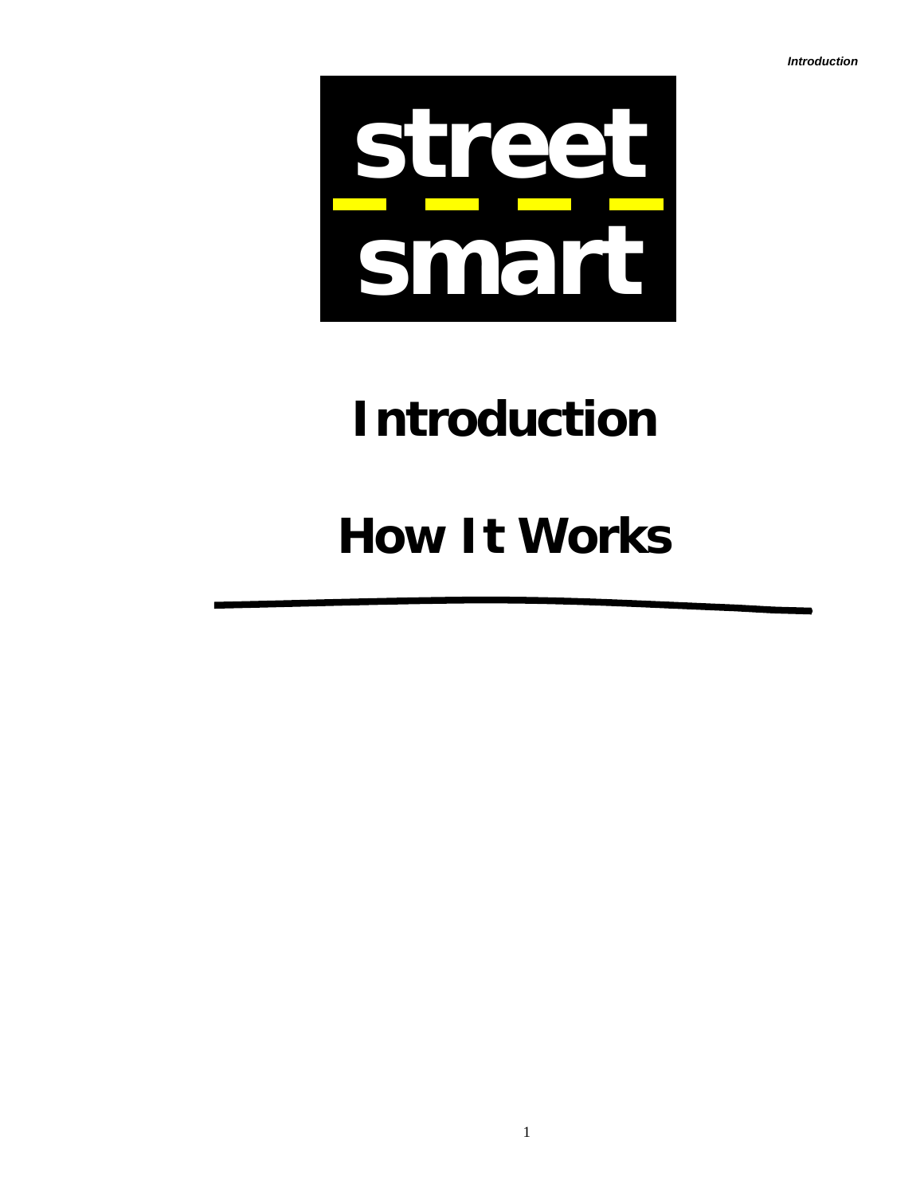# street smart

# Introduction

# How It Works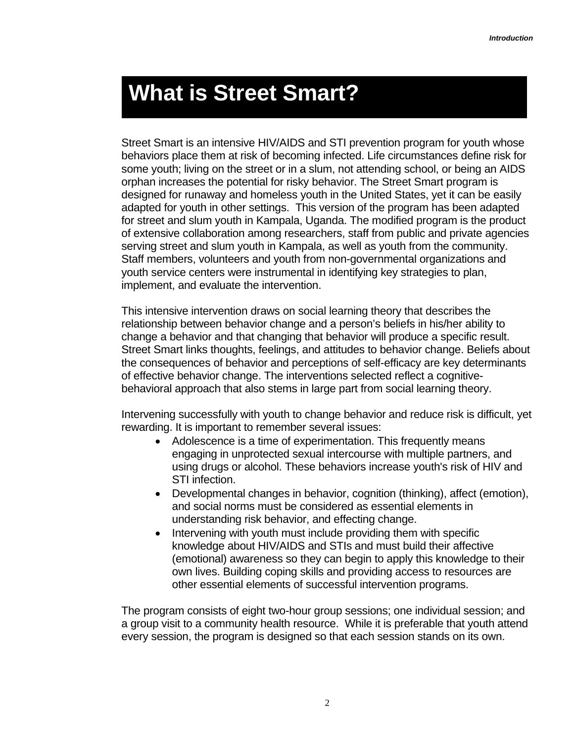# What is Street Smart?

Street Smart is an intensive HIV/AIDS and STI prevention program for youth whose behaviors place them at risk of becoming infected. Life circumstances define risk for some youth; living on the street or in a slum, not attending school, or being an AIDS orphan increases the potential for risky behavior. The Street Smart program is designed for runaway and homeless youth in the United States, yet it can be easily adapted for youth in other settings. This version of the program has been adapted for street and slum youth in Kampala, Uganda. The modified program is the product of extensive collaboration among researchers, staff from public and private agencies serving street and slum youth in Kampala, as well as youth from the community. Staff members, volunteers and youth from non-governmental organizations and youth service centers were instrumental in identifying key strategies to plan, implement, and evaluate the intervention.

This intensive intervention draws on social learning theory that describes the relationship between behavior change and a person's beliefs in his/her ability to change a behavior and that changing that behavior will produce a specific result. Street Smart links thoughts, feelings, and attitudes to behavior change. Beliefs about the consequences of behavior and perceptions of self-efficacy are key determinants of effective behavior change. The interventions selected reflect a cognitive-behavioral approach that also stems in large part from social learning theory.

Intervening successfully with youth to change behavior and reduce risk is difficult, yet rewarding. It is important to remember several issues:

- Adolescence is a time of experimentation. This frequently means engaging in unprotected sexual intercourse with multiple partners, and using drugs or alcohol. These behaviors increase youth's risk of HIV and STI infection.
- Developmental changes in behavior, cognition (thinking), affect (emotion), and social norms must be considered as essential elements in understanding risk behavior, and effecting change.
- Intervening with youth must include providing them with specific knowledge about HIV/AIDS and STIs and must build their affective (emotional) awareness so they can begin to apply this knowledge to their own lives. Building coping skills and providing access to resources are other essential elements of successful intervention programs.

The program consists of eight two-hour group sessions; one individual session; and a group visit to a community health resource. While it is preferable that youth attend every session, the program is designed so that each session stands on its own.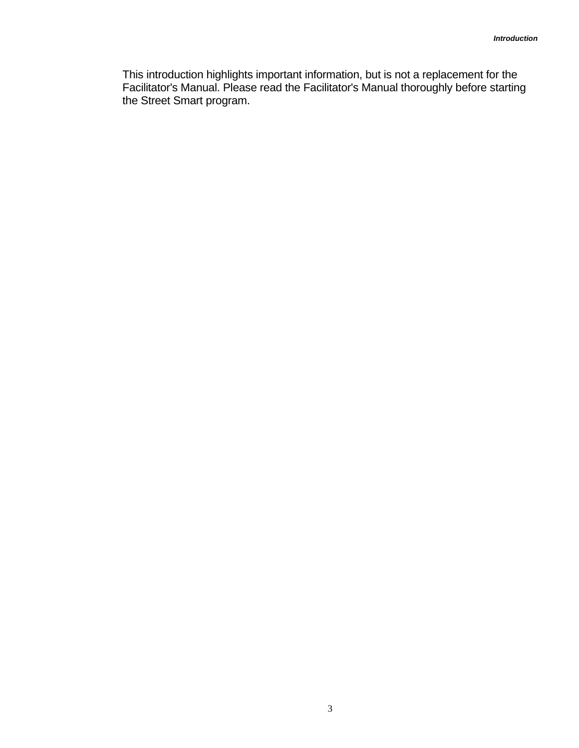This introduction highlights important information, but is not a replacement for the Facilitator's Manual. Please read the Facilitator's Manual thoroughly before starting the Street Smart program.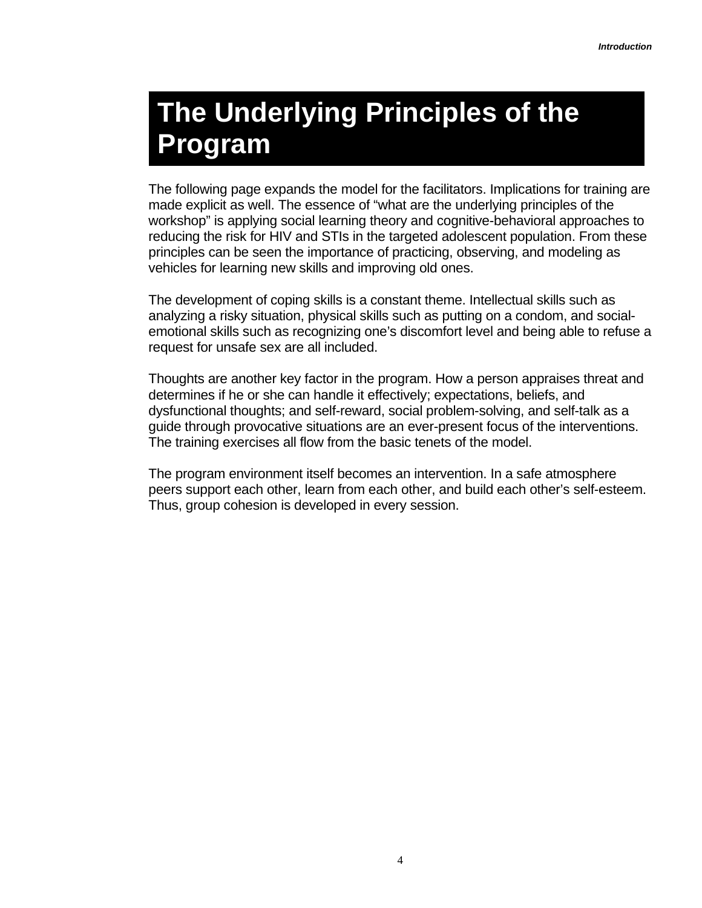# The Underlying Principles of the Program

The following page expands the model for the facilitators. Implications for training are made explicit as well. The essence of "what are the underlying principles of the workshop" is applying social learning theory and cognitive-behavioral approaches to reducing the risk for HIV and STIs in the targeted adolescent population. From these principles can be seen the importance of practicing, observing, and modeling as vehicles for learning new skills and improving old ones.

The development of coping skills is a constant theme. Intellectual skills such as analyzing a risky situation, physical skills such as putting on a condom, and social-emotional skills such as recognizing one's discomfort level and being able to refuse a request for unsafe sex are all included.

Thoughts are another key factor in the program. How a person appraises threat and determines if he or she can handle it effectively; expectations, beliefs, and dysfunctional thoughts; and self-reward, social problem-solving, and self-talk as a guide through provocative situations are an ever-present focus of the interventions. The training exercises all flow from the basic tenets of the model.

The program environment itself becomes an intervention. In a safe atmosphere peers support each other, learn from each other, and build each other's self-esteem. Thus, group cohesion is developed in every session.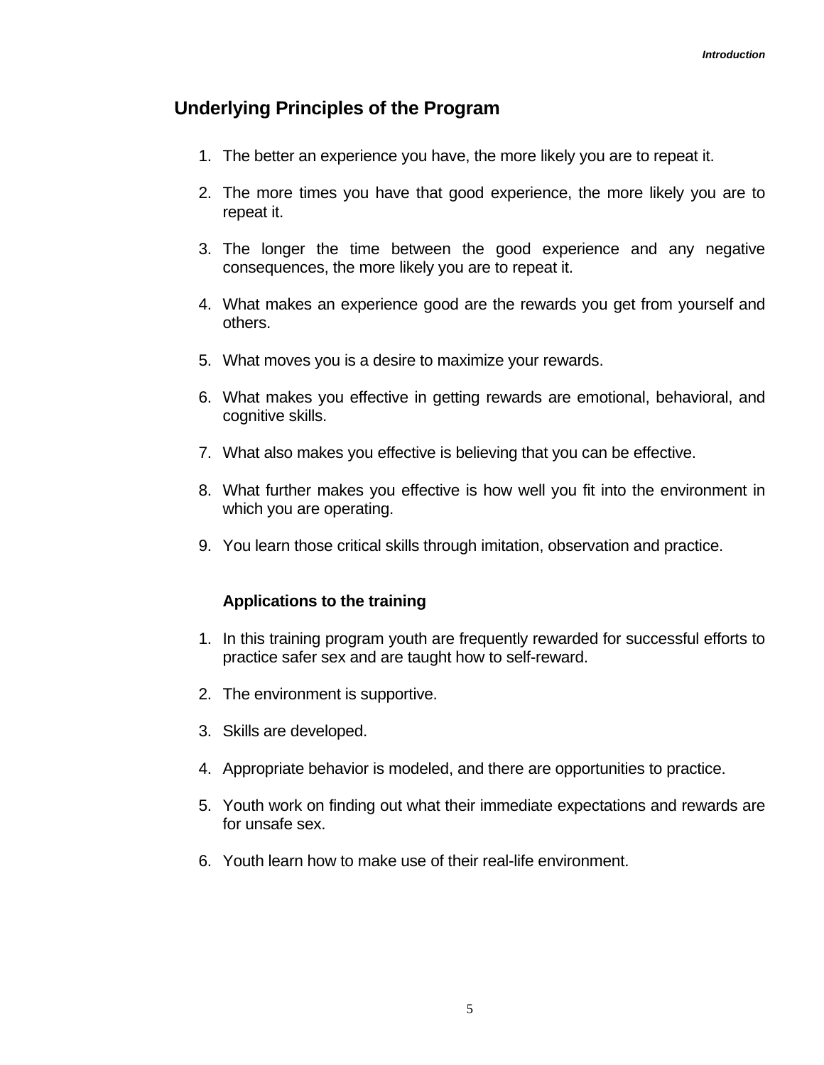## Underlying Principles of the Program

1. The better an experience you have, the more likely you are to repeat it.
2. The more times you have that good experience, the more likely you are to repeat it.
3. The longer the time between the good experience and any negative consequences, the more likely you are to repeat it.
4. What makes an experience good are the rewards you get from yourself and others.
5. What moves you is a desire to maximize your rewards.
6. What makes you effective in getting rewards are emotional, behavioral, and cognitive skills.
7. What also makes you effective is believing that you can be effective.
8. What further makes you effective is how well you fit into the environment in which you are operating.
9. You learn those critical skills through imitation, observation and practice.

### Applications to the training

1. In this training program youth are frequently rewarded for successful efforts to practice safer sex and are taught how to self-reward.
2. The environment is supportive.
3. Skills are developed.
4. Appropriate behavior is modeled, and there are opportunities to practice.
5. Youth work on finding out what their immediate expectations and rewards are for unsafe sex.
6. Youth learn how to make use of their real-life environment.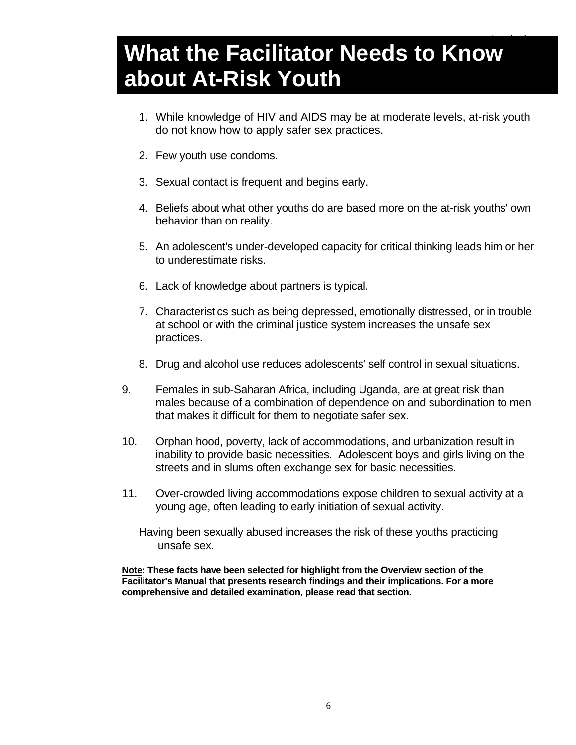# What the Facilitator Needs to Know about At-Risk Youth

1. While knowledge of HIV and AIDS may be at moderate levels, at-risk youth do not know how to apply safer sex practices.

2. Few youth use condoms.

3. Sexual contact is frequent and begins early.

4. Beliefs about what other youths do are based more on the at-risk youths' own behavior than on reality.

5. An adolescent's under-developed capacity for critical thinking leads him or her to underestimate risks.

6. Lack of knowledge about partners is typical.

7. Characteristics such as being depressed, emotionally distressed, or in trouble at school or with the criminal justice system increases the unsafe sex practices.

8. Drug and alcohol use reduces adolescents' self control in sexual situations.

9. Females in sub-Saharan Africa, including Uganda, are at great risk than males because of a combination of dependence on and subordination to men that makes it difficult for them to negotiate safer sex.

10. Orphan hood, poverty, lack of accommodations, and urbanization result in inability to provide basic necessities. Adolescent boys and girls living on the streets and in slums often exchange sex for basic necessities.

11. Over-crowded living accommodations expose children to sexual activity at a young age, often leading to early initiation of sexual activity.

Having been sexually abused increases the risk of these youths practicing unsafe sex.

**<u>Note</u>: These facts have been selected for highlight from the Overview section of the Facilitator's Manual that presents research findings and their implications. For a more comprehensive and detailed examination, please read that section.**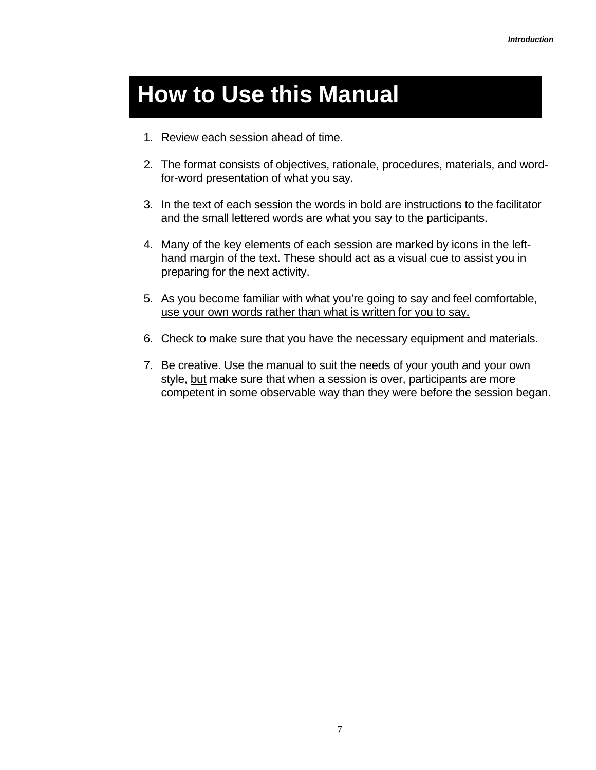# How to Use this Manual

1. Review each session ahead of time.

2. The format consists of objectives, rationale, procedures, materials, and word-for-word presentation of what you say.

3. In the text of each session the words in bold are instructions to the facilitator and the small lettered words are what you say to the participants.

4. Many of the key elements of each session are marked by icons in the left-hand margin of the text. These should act as a visual cue to assist you in preparing for the next activity.

5. As you become familiar with what you're going to say and feel comfortable, <u>use your own words rather than what is written for you to say.</u>

6. Check to make sure that you have the necessary equipment and materials.

7. Be creative. Use the manual to suit the needs of your youth and your own style, <u>but</u> make sure that when a session is over, participants are more competent in some observable way than they were before the session began.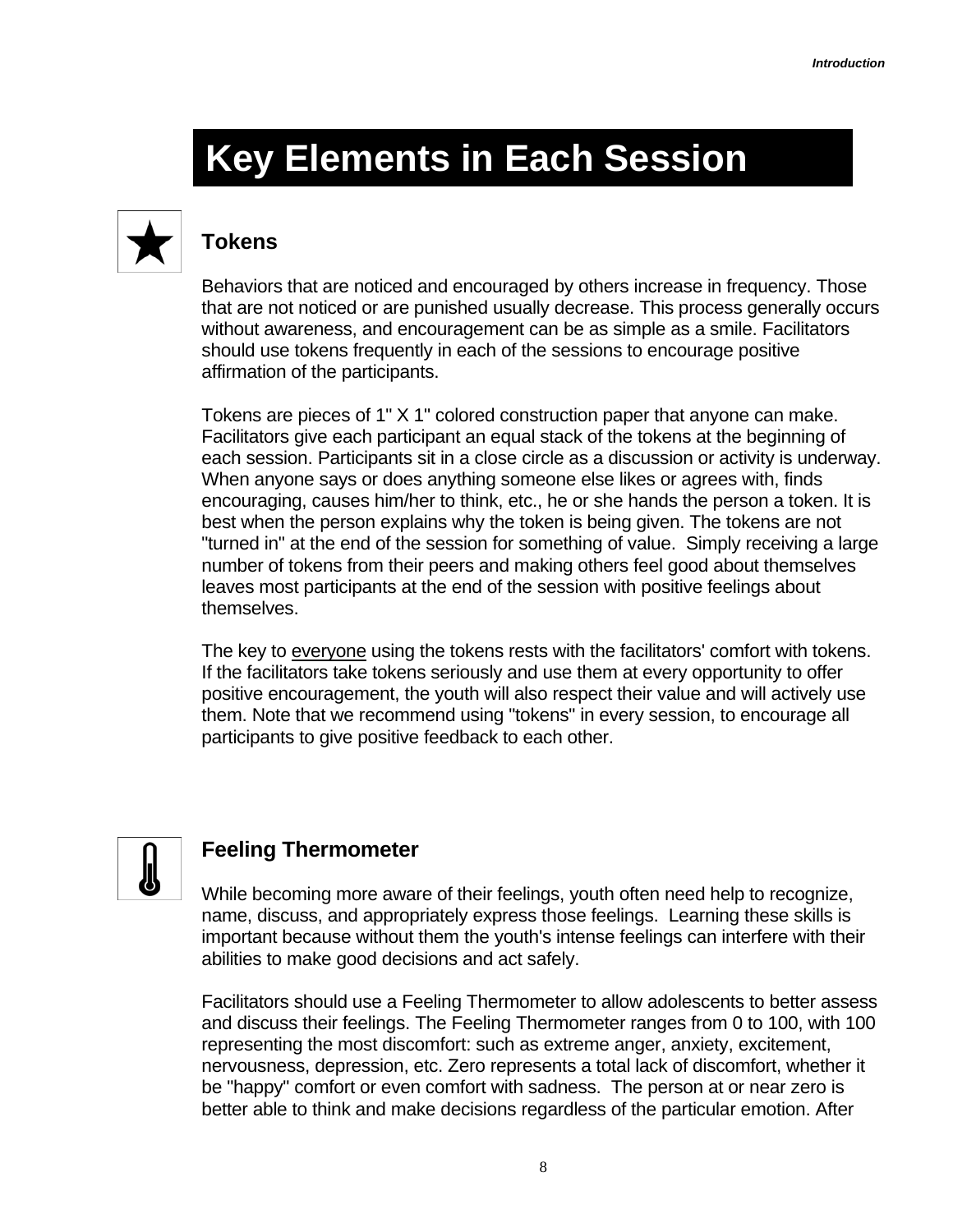# Key Elements in Each Session

## Tokens

Behaviors that are noticed and encouraged by others increase in frequency. Those that are not noticed or are punished usually decrease. This process generally occurs without awareness, and encouragement can be as simple as a smile. Facilitators should use tokens frequently in each of the sessions to encourage positive affirmation of the participants.

Tokens are pieces of 1" X 1" colored construction paper that anyone can make. Facilitators give each participant an equal stack of the tokens at the beginning of each session. Participants sit in a close circle as a discussion or activity is underway. When anyone says or does anything someone else likes or agrees with, finds encouraging, causes him/her to think, etc., he or she hands the person a token. It is best when the person explains why the token is being given. The tokens are not "turned in" at the end of the session for something of value. Simply receiving a large number of tokens from their peers and making others feel good about themselves leaves most participants at the end of the session with positive feelings about themselves.

The key to <u>everyone</u> using the tokens rests with the facilitators' comfort with tokens. If the facilitators take tokens seriously and use them at every opportunity to offer positive encouragement, the youth will also respect their value and will actively use them. Note that we recommend using "tokens" in every session, to encourage all participants to give positive feedback to each other.

## Feeling Thermometer

While becoming more aware of their feelings, youth often need help to recognize, name, discuss, and appropriately express those feelings. Learning these skills is important because without them the youth's intense feelings can interfere with their abilities to make good decisions and act safely.

Facilitators should use a Feeling Thermometer to allow adolescents to better assess and discuss their feelings. The Feeling Thermometer ranges from 0 to 100, with 100 representing the most discomfort: such as extreme anger, anxiety, excitement, nervousness, depression, etc. Zero represents a total lack of discomfort, whether it be "happy" comfort or even comfort with sadness. The person at or near zero is better able to think and make decisions regardless of the particular emotion. After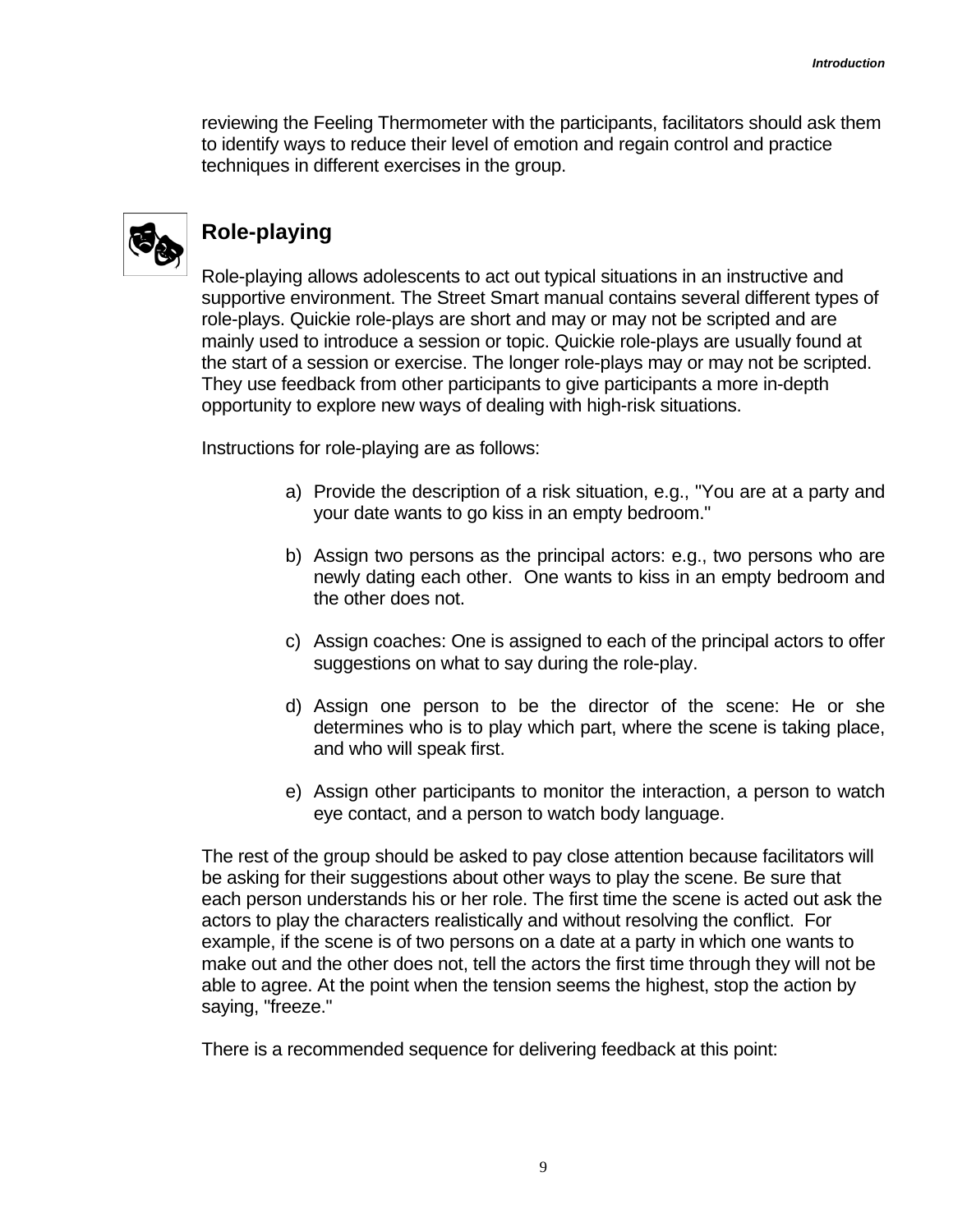reviewing the Feeling Thermometer with the participants, facilitators should ask them to identify ways to reduce their level of emotion and regain control and practice techniques in different exercises in the group.

## Role-playing

Role-playing allows adolescents to act out typical situations in an instructive and supportive environment. The Street Smart manual contains several different types of role-plays. Quickie role-plays are short and may or may not be scripted and are mainly used to introduce a session or topic. Quickie role-plays are usually found at the start of a session or exercise. The longer role-plays may or may not be scripted. They use feedback from other participants to give participants a more in-depth opportunity to explore new ways of dealing with high-risk situations.

Instructions for role-playing are as follows:

a) Provide the description of a risk situation, e.g., "You are at a party and your date wants to go kiss in an empty bedroom."

b) Assign two persons as the principal actors: e.g., two persons who are newly dating each other. One wants to kiss in an empty bedroom and the other does not.

c) Assign coaches: One is assigned to each of the principal actors to offer suggestions on what to say during the role-play.

d) Assign one person to be the director of the scene: He or she determines who is to play which part, where the scene is taking place, and who will speak first.

e) Assign other participants to monitor the interaction, a person to watch eye contact, and a person to watch body language.

The rest of the group should be asked to pay close attention because facilitators will be asking for their suggestions about other ways to play the scene. Be sure that each person understands his or her role. The first time the scene is acted out ask the actors to play the characters realistically and without resolving the conflict. For example, if the scene is of two persons on a date at a party in which one wants to make out and the other does not, tell the actors the first time through they will not be able to agree. At the point when the tension seems the highest, stop the action by saying, "freeze."

There is a recommended sequence for delivering feedback at this point: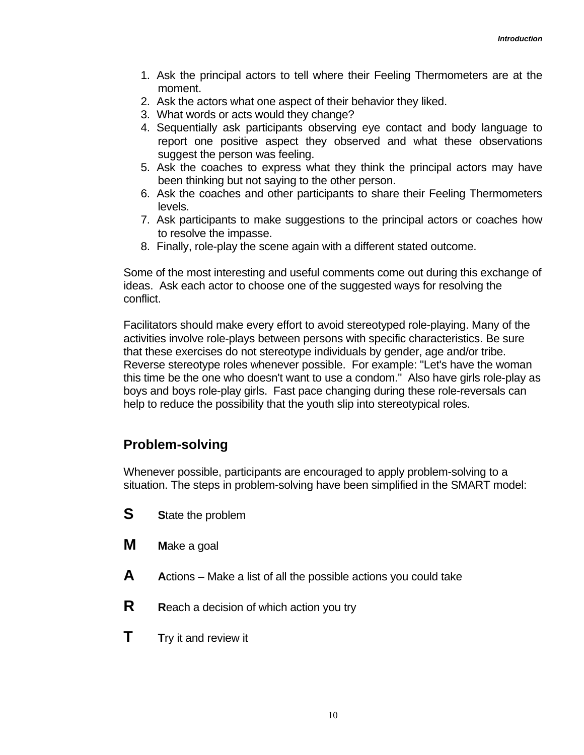1. Ask the principal actors to tell where their Feeling Thermometers are at the moment.
2. Ask the actors what one aspect of their behavior they liked.
3. What words or acts would they change?
4. Sequentially ask participants observing eye contact and body language to report one positive aspect they observed and what these observations suggest the person was feeling.
5. Ask the coaches to express what they think the principal actors may have been thinking but not saying to the other person.
6. Ask the coaches and other participants to share their Feeling Thermometers levels.
7. Ask participants to make suggestions to the principal actors or coaches how to resolve the impasse.
8. Finally, role-play the scene again with a different stated outcome.

Some of the most interesting and useful comments come out during this exchange of ideas. Ask each actor to choose one of the suggested ways for resolving the conflict.

Facilitators should make every effort to avoid stereotyped role-playing. Many of the activities involve role-plays between persons with specific characteristics. Be sure that these exercises do not stereotype individuals by gender, age and/or tribe. Reverse stereotype roles whenever possible. For example: "Let's have the woman this time be the one who doesn't want to use a condom." Also have girls role-play as boys and boys role-play girls. Fast pace changing during these role-reversals can help to reduce the possibility that the youth slip into stereotypical roles.

## Problem-solving

Whenever possible, participants are encouraged to apply problem-solving to a situation. The steps in problem-solving have been simplified in the SMART model:

**S** **S**tate the problem

**M** **M**ake a goal

**A** **A**ctions – Make a list of all the possible actions you could take

**R** **R**each a decision of which action you try

**T** **T**ry it and review it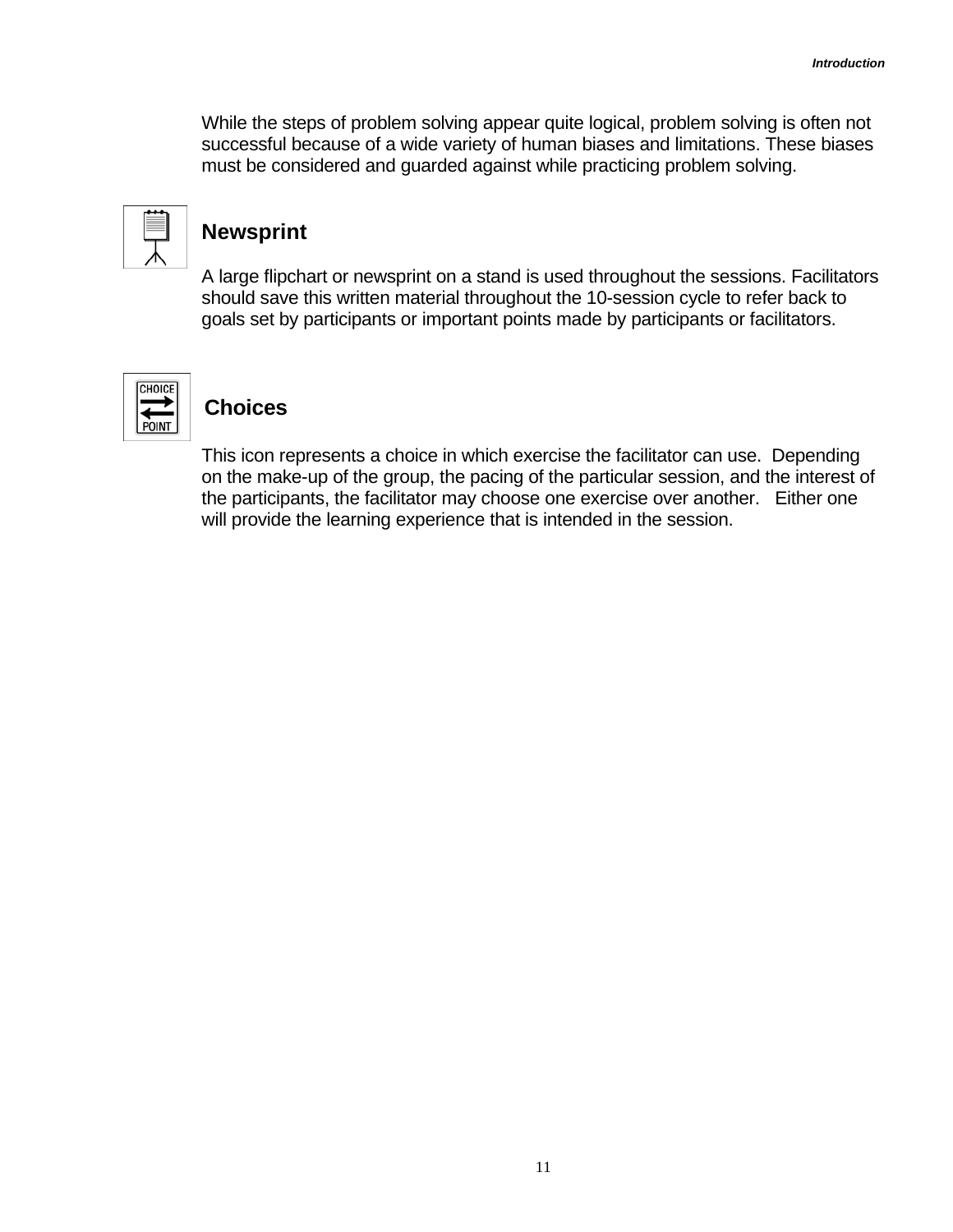While the steps of problem solving appear quite logical, problem solving is often not successful because of a wide variety of human biases and limitations. These biases must be considered and guarded against while practicing problem solving.

## Newsprint

A large flipchart or newsprint on a stand is used throughout the sessions. Facilitators should save this written material throughout the 10-session cycle to refer back to goals set by participants or important points made by participants or facilitators.

## Choices

This icon represents a choice in which exercise the facilitator can use. Depending on the make-up of the group, the pacing of the particular session, and the interest of the participants, the facilitator may choose one exercise over another. Either one will provide the learning experience that is intended in the session.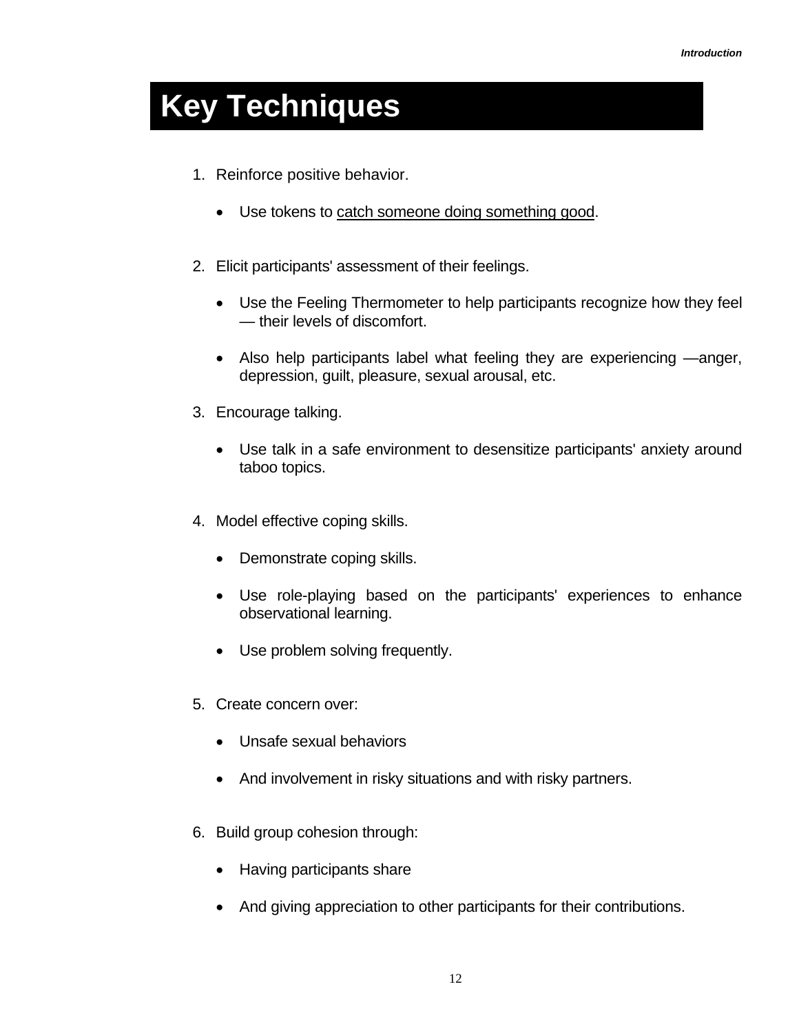# Key Techniques

1. Reinforce positive behavior.

   - Use tokens to <u>catch someone doing something good</u>.

2. Elicit participants' assessment of their feelings.

   - Use the Feeling Thermometer to help participants recognize how they feel — their levels of discomfort.

   - Also help participants label what feeling they are experiencing —anger, depression, guilt, pleasure, sexual arousal, etc.

3. Encourage talking.

   - Use talk in a safe environment to desensitize participants' anxiety around taboo topics.

4. Model effective coping skills.

   - Demonstrate coping skills.

   - Use role-playing based on the participants' experiences to enhance observational learning.

   - Use problem solving frequently.

5. Create concern over:

   - Unsafe sexual behaviors

   - And involvement in risky situations and with risky partners.

6. Build group cohesion through:

   - Having participants share

   - And giving appreciation to other participants for their contributions.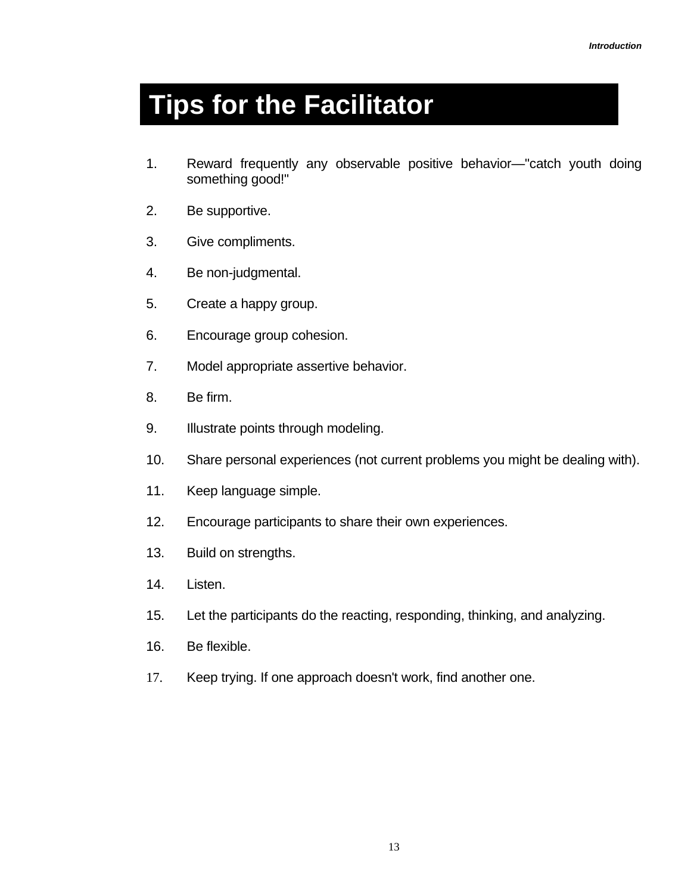# Tips for the Facilitator

1. Reward frequently any observable positive behavior—"catch youth doing something good!"
2. Be supportive.
3. Give compliments.
4. Be non-judgmental.
5. Create a happy group.
6. Encourage group cohesion.
7. Model appropriate assertive behavior.
8. Be firm.
9. Illustrate points through modeling.
10. Share personal experiences (not current problems you might be dealing with).
11. Keep language simple.
12. Encourage participants to share their own experiences.
13. Build on strengths.
14. Listen.
15. Let the participants do the reacting, responding, thinking, and analyzing.
16. Be flexible.
17. Keep trying. If one approach doesn't work, find another one.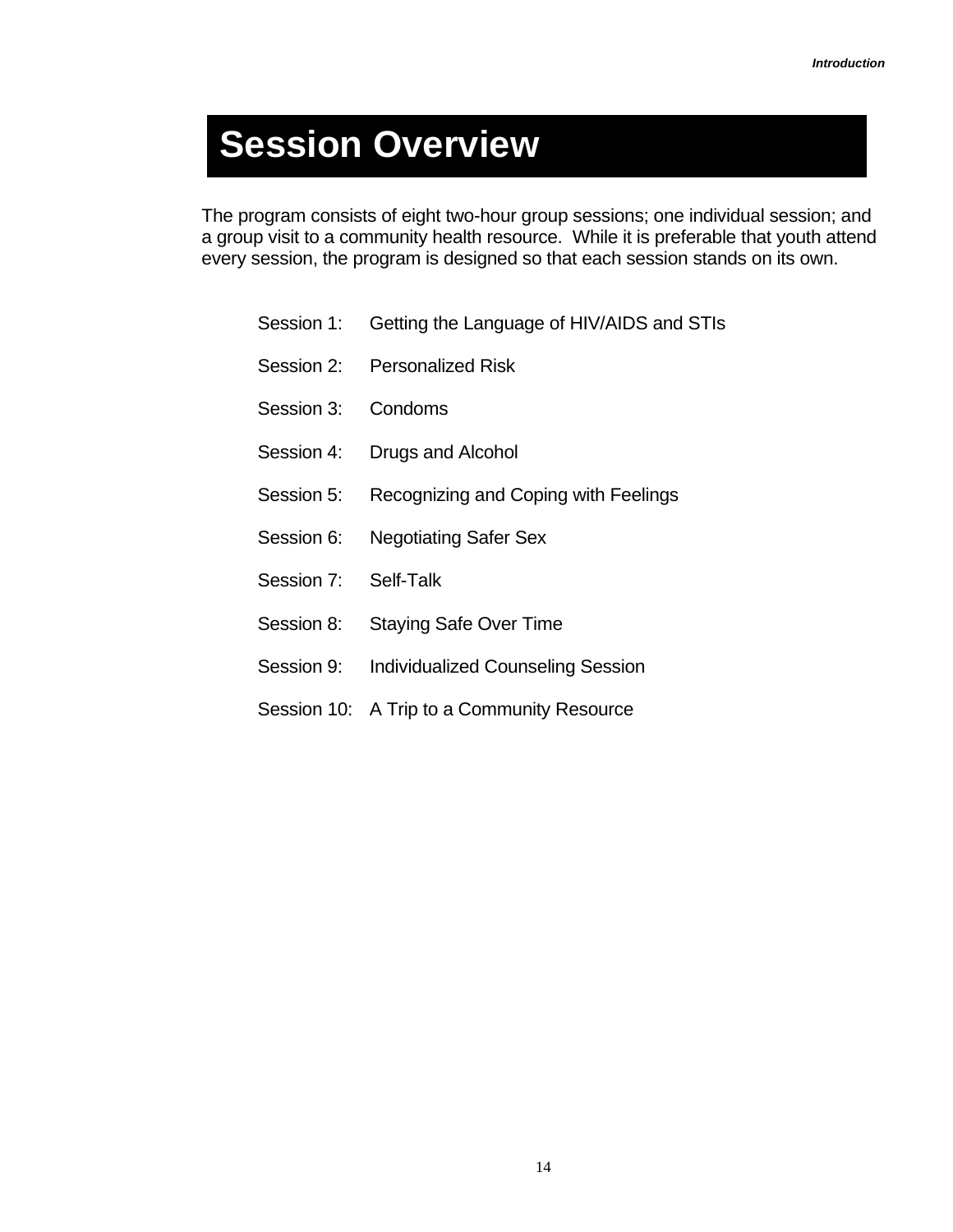# Session Overview

The program consists of eight two-hour group sessions; one individual session; and a group visit to a community health resource. While it is preferable that youth attend every session, the program is designed so that each session stands on its own.

Session 1: Getting the Language of HIV/AIDS and STIs

Session 2: Personalized Risk

Session 3: Condoms

Session 4: Drugs and Alcohol

Session 5: Recognizing and Coping with Feelings

Session 6: Negotiating Safer Sex

Session 7: Self-Talk

Session 8: Staying Safe Over Time

Session 9: Individualized Counseling Session

Session 10: A Trip to a Community Resource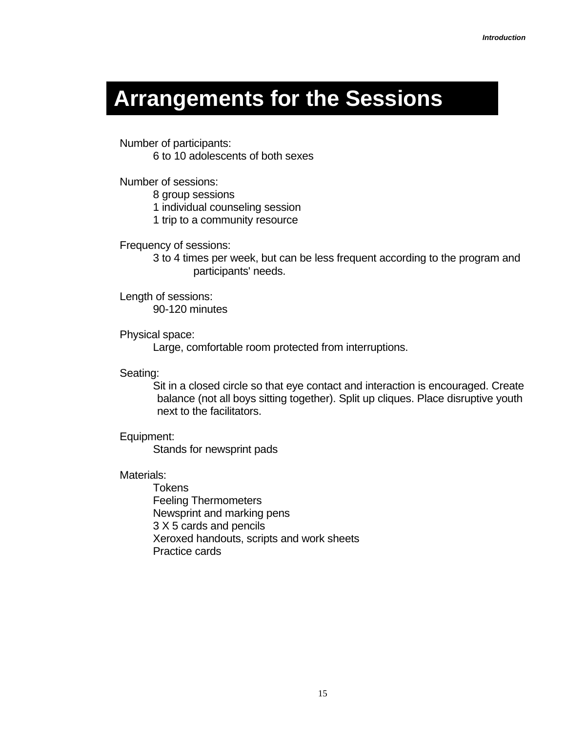# Arrangements for the Sessions

Number of participants:
6 to 10 adolescents of both sexes

Number of sessions:
8 group sessions
1 individual counseling session
1 trip to a community resource

Frequency of sessions:
3 to 4 times per week, but can be less frequent according to the program and participants' needs.

Length of sessions:
90-120 minutes

Physical space:
Large, comfortable room protected from interruptions.

Seating:
Sit in a closed circle so that eye contact and interaction is encouraged. Create balance (not all boys sitting together). Split up cliques. Place disruptive youth next to the facilitators.

Equipment:
Stands for newsprint pads

Materials:
Tokens
Feeling Thermometers
Newsprint and marking pens
3 X 5 cards and pencils
Xeroxed handouts, scripts and work sheets
Practice cards